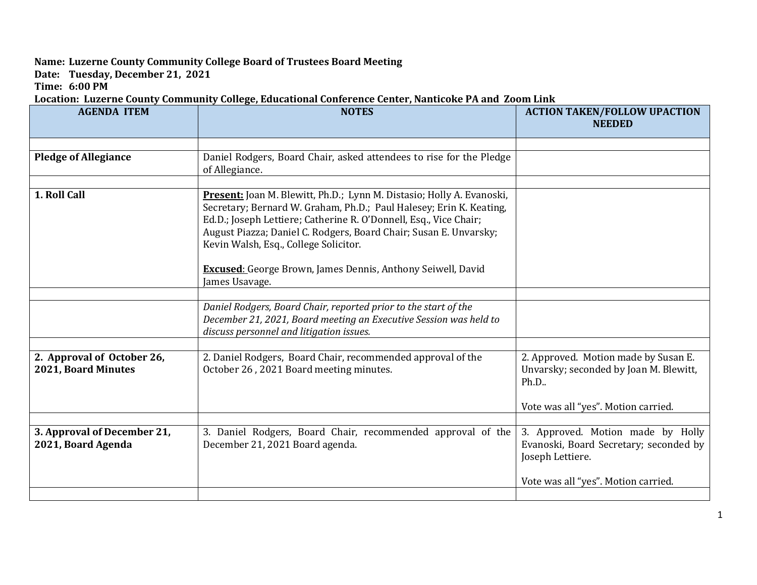**Name: Luzerne County Community College Board of Trustees Board Meeting**
**Date: Tuesday, December 21, 2021**
**Time: 6:00 PM**
**Location: Luzerne County Community College, Educational Conference Center, Nanticoke PA and Zoom Link**

| AGENDA ITEM | NOTES | ACTION TAKEN/FOLLOW UPACTION NEEDED |
|---|---|---|
| | | |
| **Pledge of Allegiance** | Daniel Rodgers, Board Chair, asked attendees to rise for the Pledge of Allegiance. | |
| | | |
| **1. Roll Call** | **Present:** Joan M. Blewitt, Ph.D.; Lynn M. Distasio; Holly A. Evanoski, Secretary; Bernard W. Graham, Ph.D.; Paul Halesey; Erin K. Keating, Ed.D.; Joseph Lettiere; Catherine R. O'Donnell, Esq., Vice Chair; August Piazza; Daniel C. Rodgers, Board Chair; Susan E. Unvarsky; Kevin Walsh, Esq., College Solicitor.<br><br>**Excused**: George Brown, James Dennis, Anthony Seiwell, David James Usavage. | |
| | | |
| | *Daniel Rodgers, Board Chair, reported prior to the start of the December 21, 2021, Board meeting an Executive Session was held to discuss personnel and litigation issues.* | |
| | | |
| **2. Approval of October 26, 2021, Board Minutes** | 2. Daniel Rodgers, Board Chair, recommended approval of the October 26 , 2021 Board meeting minutes. | 2. Approved. Motion made by Susan E. Unvarsky; seconded by Joan M. Blewitt, Ph.D..<br><br>Vote was all "yes". Motion carried. |
| | | |
| **3. Approval of December 21, 2021, Board Agenda** | 3. Daniel Rodgers, Board Chair, recommended approval of the December 21, 2021 Board agenda. | 3. Approved. Motion made by Holly Evanoski, Board Secretary; seconded by Joseph Lettiere.<br><br>Vote was all "yes". Motion carried. |
| | | |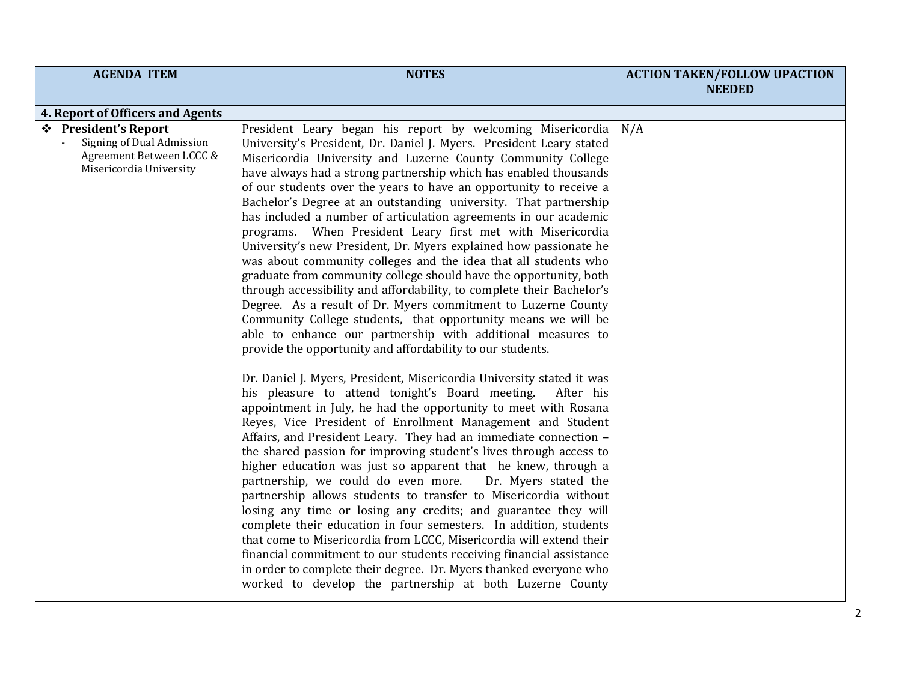| AGENDA ITEM | NOTES | ACTION TAKEN/FOLLOW UPACTION NEEDED |
|---|---|---|
| **4. Report of Officers and Agents** | | |
| ❖ **President's Report**<br>- Signing of Dual Admission Agreement Between LCCC & Misericordia University | President Leary began his report by welcoming Misericordia University's President, Dr. Daniel J. Myers. President Leary stated Misericordia University and Luzerne County Community College have always had a strong partnership which has enabled thousands of our students over the years to have an opportunity to receive a Bachelor's Degree at an outstanding university. That partnership has included a number of articulation agreements in our academic programs. When President Leary first met with Misericordia University's new President, Dr. Myers explained how passionate he was about community colleges and the idea that all students who graduate from community college should have the opportunity, both through accessibility and affordability, to complete their Bachelor's Degree. As a result of Dr. Myers commitment to Luzerne County Community College students, that opportunity means we will be able to enhance our partnership with additional measures to provide the opportunity and affordability to our students.<br><br>Dr. Daniel J. Myers, President, Misericordia University stated it was his pleasure to attend tonight's Board meeting. After his appointment in July, he had the opportunity to meet with Rosana Reyes, Vice President of Enrollment Management and Student Affairs, and President Leary. They had an immediate connection – the shared passion for improving student's lives through access to higher education was just so apparent that he knew, through a partnership, we could do even more. Dr. Myers stated the partnership allows students to transfer to Misericordia without losing any time or losing any credits; and guarantee they will complete their education in four semesters. In addition, students that come to Misericordia from LCCC, Misericordia will extend their financial commitment to our students receiving financial assistance in order to complete their degree. Dr. Myers thanked everyone who worked to develop the partnership at both Luzerne County | N/A |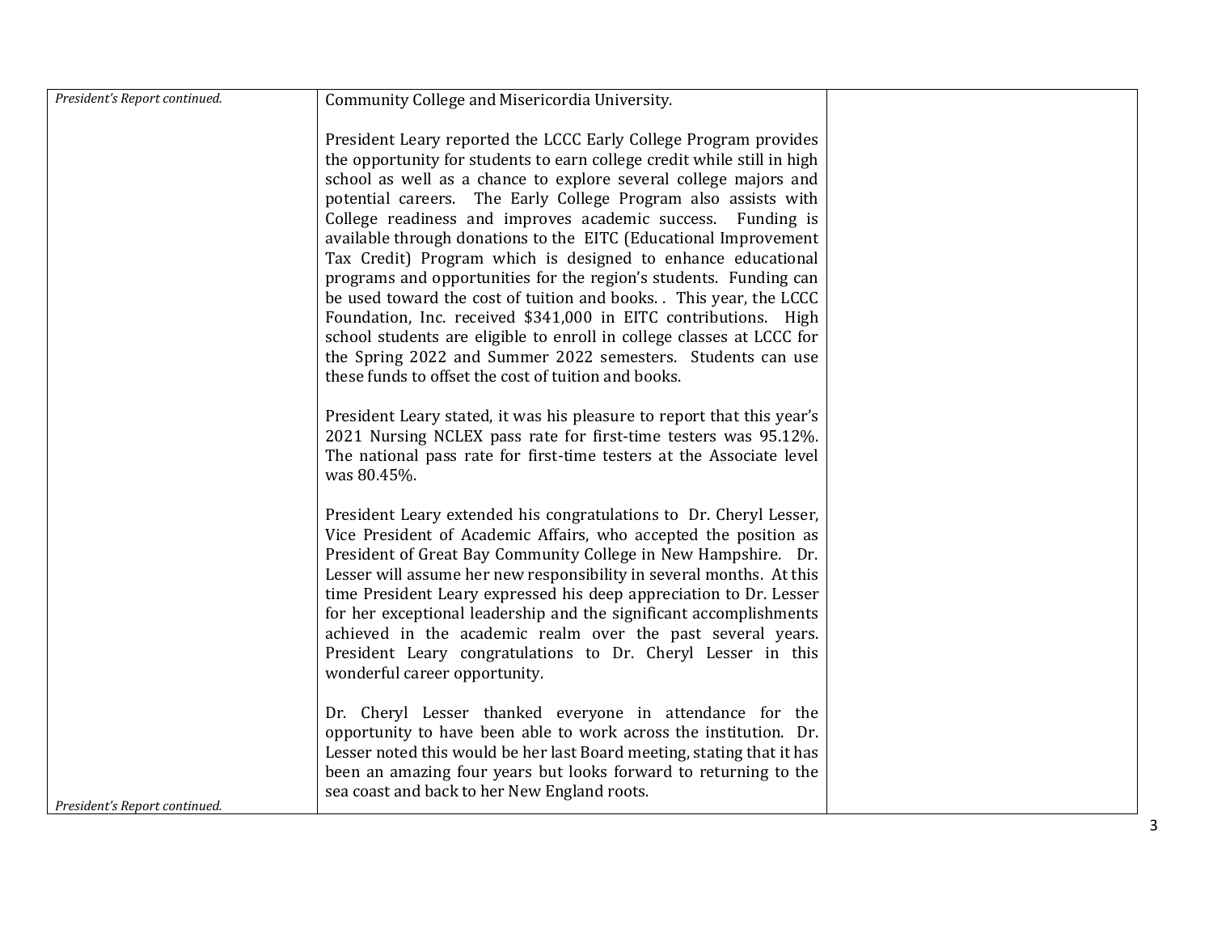| | | |
|---|---|---|
| *President's Report continued.* | Community College and Misericordia University.<br><br>President Leary reported the LCCC Early College Program provides the opportunity for students to earn college credit while still in high school as well as a chance to explore several college majors and potential careers. The Early College Program also assists with College readiness and improves academic success. Funding is available through donations to the EITC (Educational Improvement Tax Credit) Program which is designed to enhance educational programs and opportunities for the region's students. Funding can be used toward the cost of tuition and books. . This year, the LCCC Foundation, Inc. received $341,000 in EITC contributions. High school students are eligible to enroll in college classes at LCCC for the Spring 2022 and Summer 2022 semesters. Students can use these funds to offset the cost of tuition and books.<br><br>President Leary stated, it was his pleasure to report that this year's 2021 Nursing NCLEX pass rate for first-time testers was 95.12%. The national pass rate for first-time testers at the Associate level was 80.45%.<br><br>President Leary extended his congratulations to Dr. Cheryl Lesser, Vice President of Academic Affairs, who accepted the position as President of Great Bay Community College in New Hampshire. Dr. Lesser will assume her new responsibility in several months. At this time President Leary expressed his deep appreciation to Dr. Lesser for her exceptional leadership and the significant accomplishments achieved in the academic realm over the past several years. President Leary congratulations to Dr. Cheryl Lesser in this wonderful career opportunity.<br><br>Dr. Cheryl Lesser thanked everyone in attendance for the opportunity to have been able to work across the institution. Dr. Lesser noted this would be her last Board meeting, stating that it has been an amazing four years but looks forward to returning to the sea coast and back to her New England roots. | |
| *President's Report continued.* | | |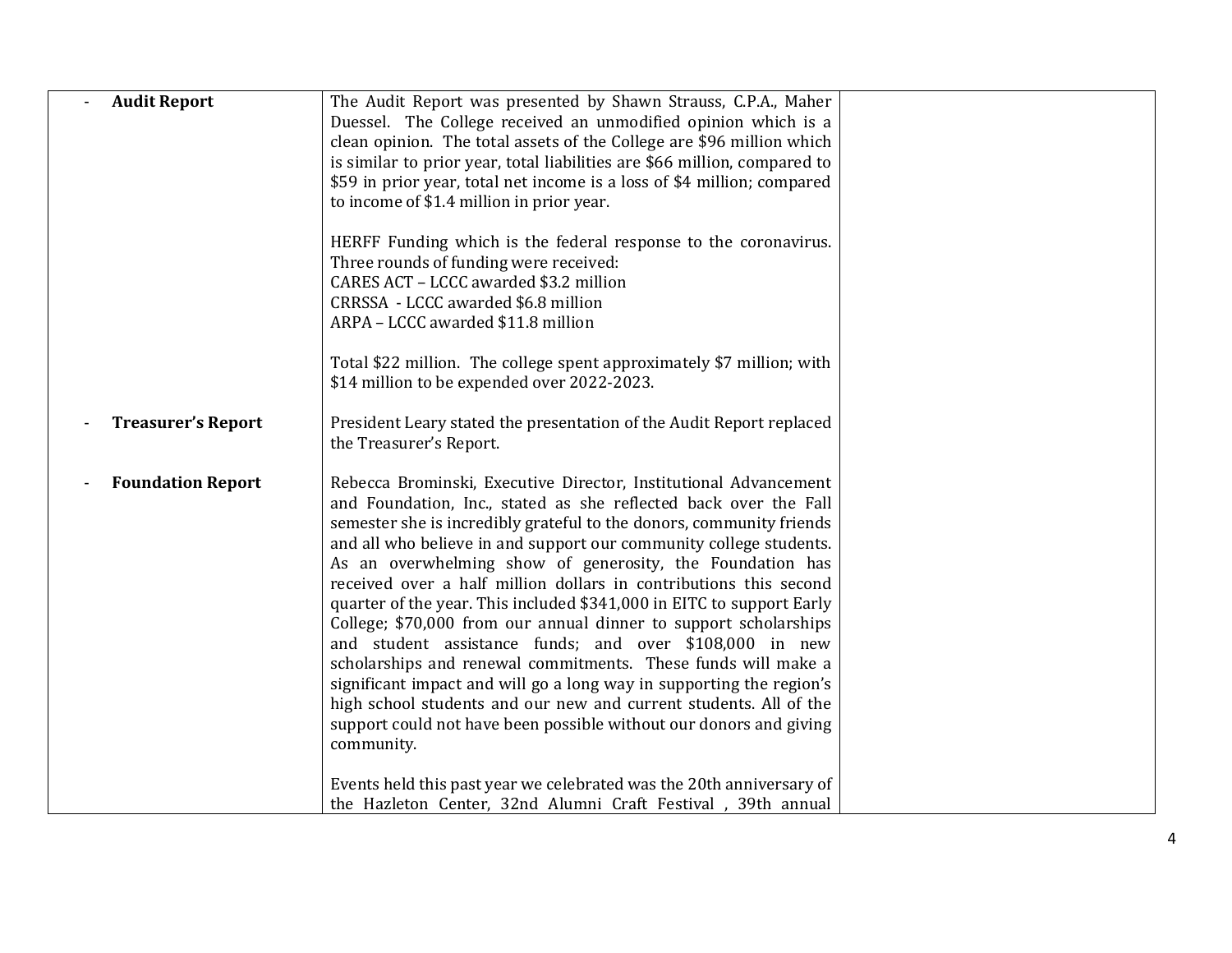| | | |
|---|---|---|
| - **Audit Report** | The Audit Report was presented by Shawn Strauss, C.P.A., Maher Duessel. The College received an unmodified opinion which is a clean opinion. The total assets of the College are $96 million which is similar to prior year, total liabilities are $66 million, compared to $59 in prior year, total net income is a loss of $4 million; compared to income of $1.4 million in prior year.<br><br>HERFF Funding which is the federal response to the coronavirus. Three rounds of funding were received:<br>CARES ACT – LCCC awarded $3.2 million<br>CRRSSA - LCCC awarded $6.8 million<br>ARPA – LCCC awarded $11.8 million<br><br>Total $22 million. The college spent approximately $7 million; with $14 million to be expended over 2022-2023. | |
| - **Treasurer's Report** | President Leary stated the presentation of the Audit Report replaced the Treasurer's Report. | |
| - **Foundation Report** | Rebecca Brominski, Executive Director, Institutional Advancement and Foundation, Inc., stated as she reflected back over the Fall semester she is incredibly grateful to the donors, community friends and all who believe in and support our community college students. As an overwhelming show of generosity, the Foundation has received over a half million dollars in contributions this second quarter of the year. This included $341,000 in EITC to support Early College; $70,000 from our annual dinner to support scholarships and student assistance funds; and over $108,000 in new scholarships and renewal commitments. These funds will make a significant impact and will go a long way in supporting the region's high school students and our new and current students. All of the support could not have been possible without our donors and giving community.<br><br>Events held this past year we celebrated was the 20th anniversary of the Hazleton Center, 32nd Alumni Craft Festival , 39th annual | |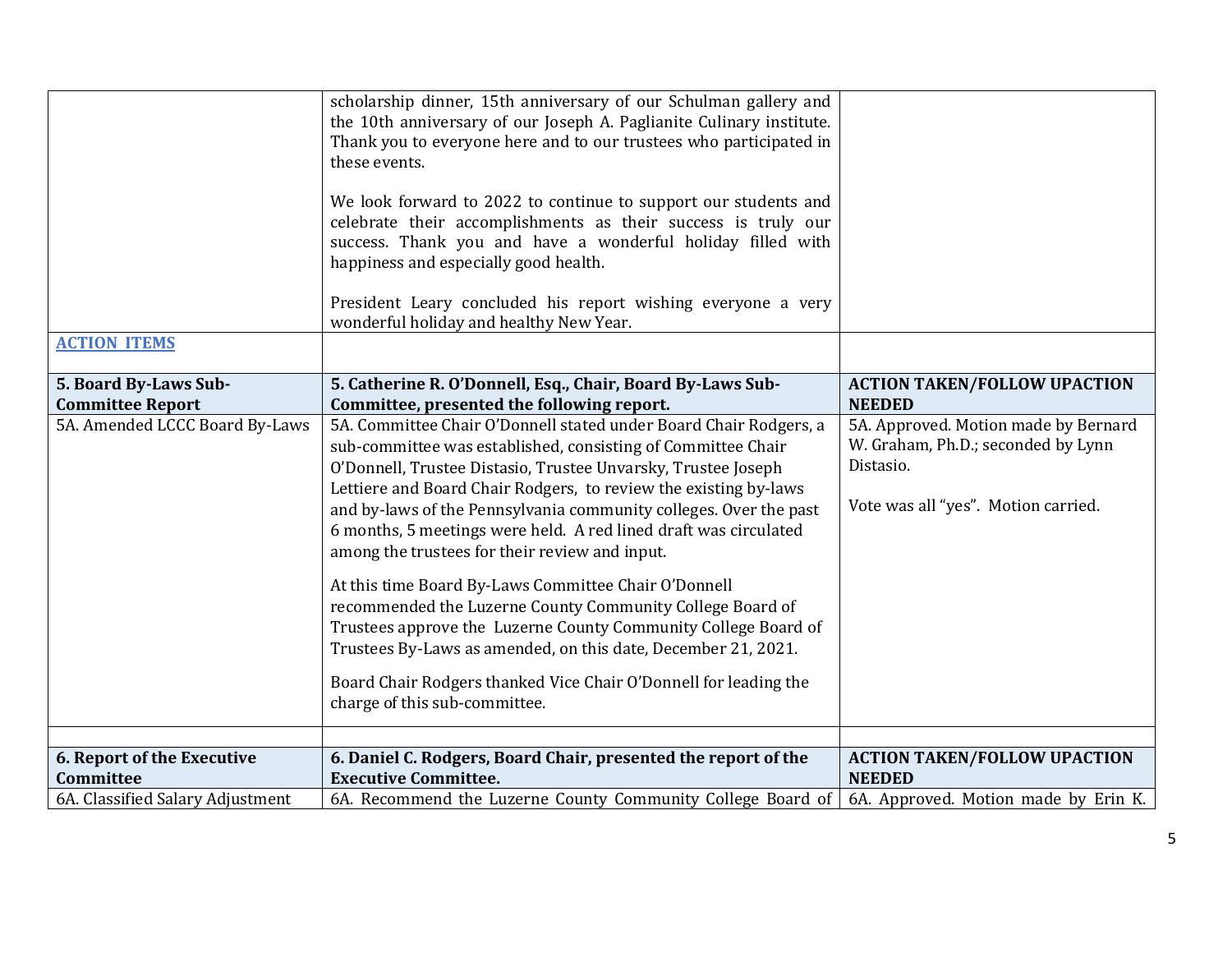| | | |
|---|---|---|
| | scholarship dinner, 15th anniversary of our Schulman gallery and the 10th anniversary of our Joseph A. Paglianite Culinary institute. Thank you to everyone here and to our trustees who participated in these events.<br><br>We look forward to 2022 to continue to support our students and celebrate their accomplishments as their success is truly our success. Thank you and have a wonderful holiday filled with happiness and especially good health.<br><br>President Leary concluded his report wishing everyone a very wonderful holiday and healthy New Year. | |
| **ACTION ITEMS** | | |
| **5. Board By-Laws Sub-Committee Report** | **5. Catherine R. O'Donnell, Esq., Chair, Board By-Laws Sub-Committee, presented the following report.** | **ACTION TAKEN/FOLLOW UPACTION NEEDED** |
| 5A. Amended LCCC Board By-Laws | 5A. Committee Chair O'Donnell stated under Board Chair Rodgers, a sub-committee was established, consisting of Committee Chair O'Donnell, Trustee Distasio, Trustee Unvarsky, Trustee Joseph Lettiere and Board Chair Rodgers, to review the existing by-laws and by-laws of the Pennsylvania community colleges. Over the past 6 months, 5 meetings were held. A red lined draft was circulated among the trustees for their review and input.<br><br>At this time Board By-Laws Committee Chair O'Donnell recommended the Luzerne County Community College Board of Trustees approve the Luzerne County Community College Board of Trustees By-Laws as amended, on this date, December 21, 2021.<br><br>Board Chair Rodgers thanked Vice Chair O'Donnell for leading the charge of this sub-committee. | 5A. Approved. Motion made by Bernard W. Graham, Ph.D.; seconded by Lynn Distasio.<br><br>Vote was all "yes". Motion carried. |
| | | |
| **6. Report of the Executive Committee** | **6. Daniel C. Rodgers, Board Chair, presented the report of the Executive Committee.** | **ACTION TAKEN/FOLLOW UPACTION NEEDED** |
| 6A. Classified Salary Adjustment | 6A. Recommend the Luzerne County Community College Board of | 6A. Approved. Motion made by Erin K. |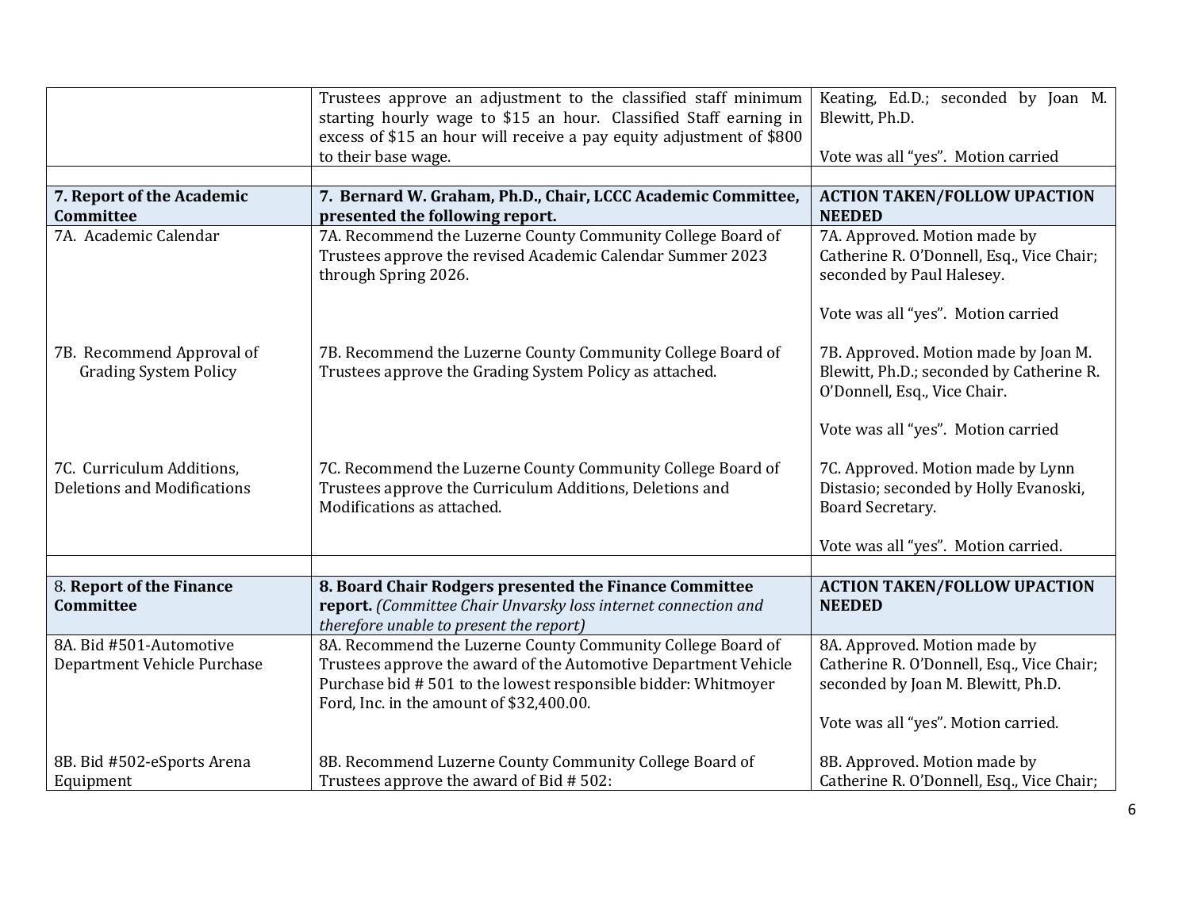| | | |
|---|---|---|
| | Trustees approve an adjustment to the classified staff minimum starting hourly wage to $15 an hour. Classified Staff earning in excess of $15 an hour will receive a pay equity adjustment of $800 to their base wage. | Keating, Ed.D.; seconded by Joan M. Blewitt, Ph.D.<br><br>Vote was all "yes". Motion carried |
| | | |
| **7. Report of the Academic Committee** | **7. Bernard W. Graham, Ph.D., Chair, LCCC Academic Committee, presented the following report.** | **ACTION TAKEN/FOLLOW UPACTION NEEDED** |
| 7A. Academic Calendar | 7A. Recommend the Luzerne County Community College Board of Trustees approve the revised Academic Calendar Summer 2023 through Spring 2026. | 7A. Approved. Motion made by Catherine R. O'Donnell, Esq., Vice Chair; seconded by Paul Halesey.<br><br>Vote was all "yes". Motion carried |
| 7B. Recommend Approval of Grading System Policy | 7B. Recommend the Luzerne County Community College Board of Trustees approve the Grading System Policy as attached. | 7B. Approved. Motion made by Joan M. Blewitt, Ph.D.; seconded by Catherine R. O'Donnell, Esq., Vice Chair.<br><br>Vote was all "yes". Motion carried |
| 7C. Curriculum Additions, Deletions and Modifications | 7C. Recommend the Luzerne County Community College Board of Trustees approve the Curriculum Additions, Deletions and Modifications as attached. | 7C. Approved. Motion made by Lynn Distasio; seconded by Holly Evanoski, Board Secretary.<br><br>Vote was all "yes". Motion carried. |
| | | |
| 8. **Report of the Finance Committee** | **8. Board Chair Rodgers presented the Finance Committee report.** *(Committee Chair Unvarsky loss internet connection and therefore unable to present the report)* | **ACTION TAKEN/FOLLOW UPACTION NEEDED** |
| 8A. Bid #501-Automotive Department Vehicle Purchase | 8A. Recommend the Luzerne County Community College Board of Trustees approve the award of the Automotive Department Vehicle Purchase bid # 501 to the lowest responsible bidder: Whitmoyer Ford, Inc. in the amount of $32,400.00. | 8A. Approved. Motion made by Catherine R. O'Donnell, Esq., Vice Chair; seconded by Joan M. Blewitt, Ph.D.<br><br>Vote was all "yes". Motion carried. |
| 8B. Bid #502-eSports Arena Equipment | 8B. Recommend Luzerne County Community College Board of Trustees approve the award of Bid # 502: | 8B. Approved. Motion made by Catherine R. O'Donnell, Esq., Vice Chair; |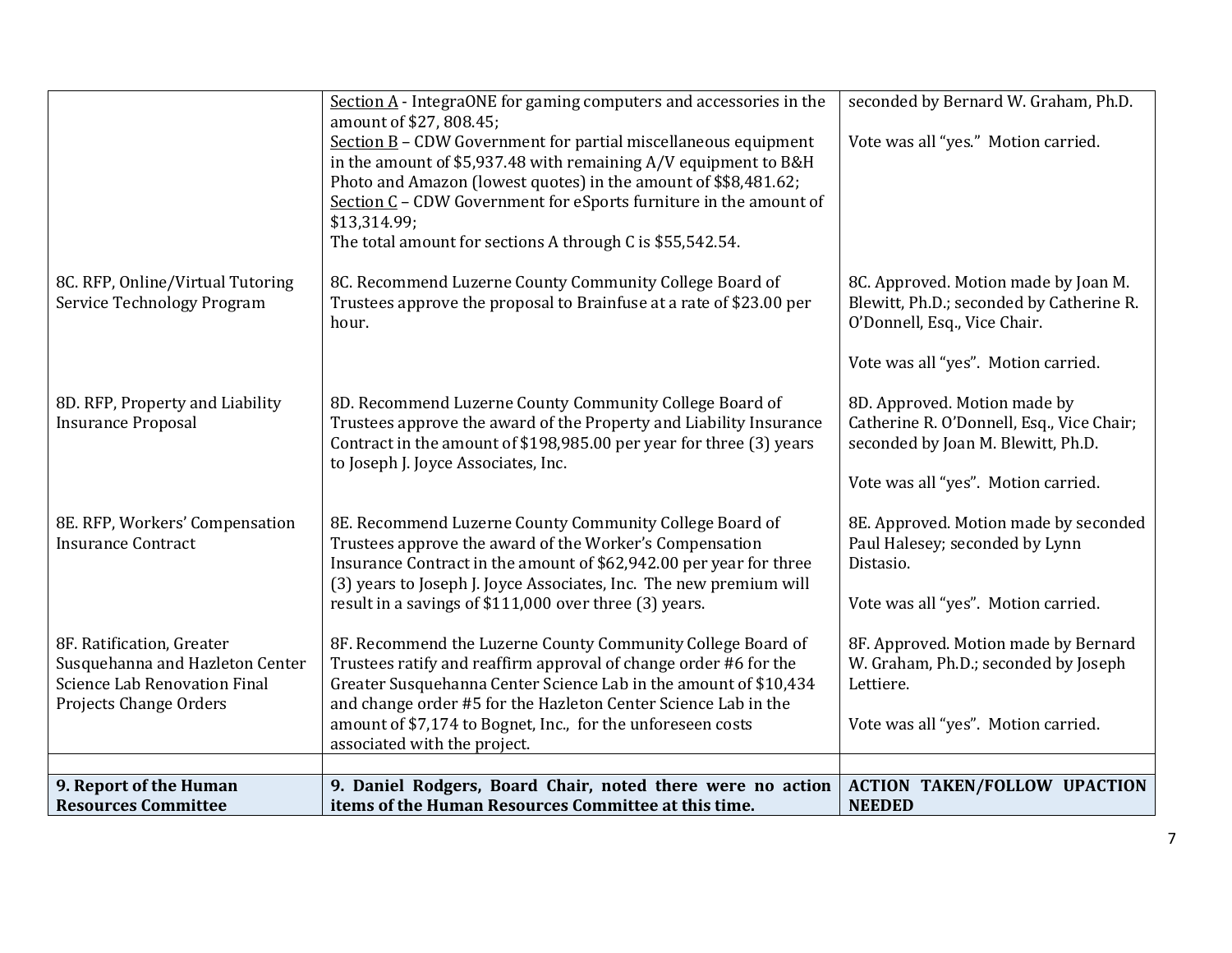| | | |
|---|---|---|
| | Section A - IntegraONE for gaming computers and accessories in the amount of $27, 808.45;<br>Section B – CDW Government for partial miscellaneous equipment in the amount of $5,937.48 with remaining A/V equipment to B&H Photo and Amazon (lowest quotes) in the amount of $$8,481.62;<br>Section C – CDW Government for eSports furniture in the amount of $13,314.99;<br>The total amount for sections A through C is $55,542.54. | seconded by Bernard W. Graham, Ph.D.<br><br>Vote was all "yes." Motion carried. |
| 8C. RFP, Online/Virtual Tutoring Service Technology Program | 8C. Recommend Luzerne County Community College Board of Trustees approve the proposal to Brainfuse at a rate of $23.00 per hour. | 8C. Approved. Motion made by Joan M. Blewitt, Ph.D.; seconded by Catherine R. O'Donnell, Esq., Vice Chair.<br><br>Vote was all "yes". Motion carried. |
| 8D. RFP, Property and Liability Insurance Proposal | 8D. Recommend Luzerne County Community College Board of Trustees approve the award of the Property and Liability Insurance Contract in the amount of $198,985.00 per year for three (3) years to Joseph J. Joyce Associates, Inc. | 8D. Approved. Motion made by Catherine R. O'Donnell, Esq., Vice Chair; seconded by Joan M. Blewitt, Ph.D.<br><br>Vote was all "yes". Motion carried. |
| 8E. RFP, Workers' Compensation Insurance Contract | 8E. Recommend Luzerne County Community College Board of Trustees approve the award of the Worker's Compensation Insurance Contract in the amount of $62,942.00 per year for three (3) years to Joseph J. Joyce Associates, Inc. The new premium will result in a savings of $111,000 over three (3) years. | 8E. Approved. Motion made by seconded Paul Halesey; seconded by Lynn Distasio.<br><br>Vote was all "yes". Motion carried. |
| 8F. Ratification, Greater Susquehanna and Hazleton Center Science Lab Renovation Final Projects Change Orders | 8F. Recommend the Luzerne County Community College Board of Trustees ratify and reaffirm approval of change order #6 for the Greater Susquehanna Center Science Lab in the amount of $10,434 and change order #5 for the Hazleton Center Science Lab in the amount of $7,174 to Bognet, Inc., for the unforeseen costs associated with the project. | 8F. Approved. Motion made by Bernard W. Graham, Ph.D.; seconded by Joseph Lettiere.<br><br>Vote was all "yes". Motion carried. |
| | | |
| **9. Report of the Human Resources Committee** | **9. Daniel Rodgers, Board Chair, noted there were no action items of the Human Resources Committee at this time.** | **ACTION TAKEN/FOLLOW UPACTION NEEDED** |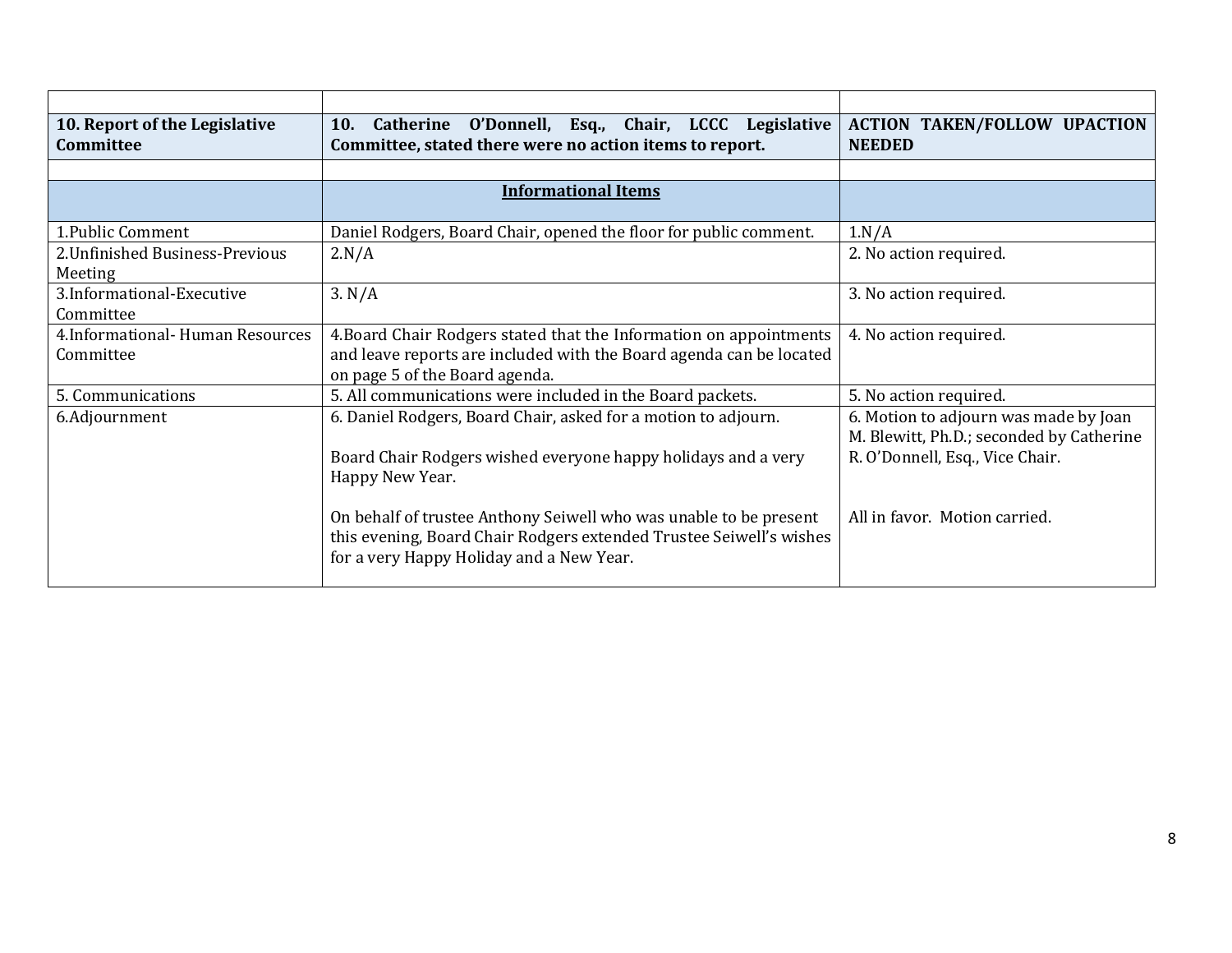| | | |
|---|---|---|
| **10. Report of the Legislative Committee** | **10. Catherine O'Donnell, Esq., Chair, LCCC Legislative Committee, stated there were no action items to report.** | **ACTION TAKEN/FOLLOW UPACTION NEEDED** |
| | | |
| | **Informational Items** | |
| 1.Public Comment | Daniel Rodgers, Board Chair, opened the floor for public comment. | 1.N/A |
| 2.Unfinished Business-Previous Meeting | 2.N/A | 2. No action required. |
| 3.Informational-Executive Committee | 3. N/A | 3. No action required. |
| 4.Informational- Human Resources Committee | 4.Board Chair Rodgers stated that the Information on appointments and leave reports are included with the Board agenda can be located on page 5 of the Board agenda. | 4. No action required. |
| 5. Communications | 5. All communications were included in the Board packets. | 5. No action required. |
| 6.Adjournment | 6. Daniel Rodgers, Board Chair, asked for a motion to adjourn.<br><br>Board Chair Rodgers wished everyone happy holidays and a very Happy New Year.<br><br>On behalf of trustee Anthony Seiwell who was unable to be present this evening, Board Chair Rodgers extended Trustee Seiwell's wishes for a very Happy Holiday and a New Year. | 6. Motion to adjourn was made by Joan M. Blewitt, Ph.D.; seconded by Catherine R. O'Donnell, Esq., Vice Chair.<br><br>All in favor. Motion carried. |